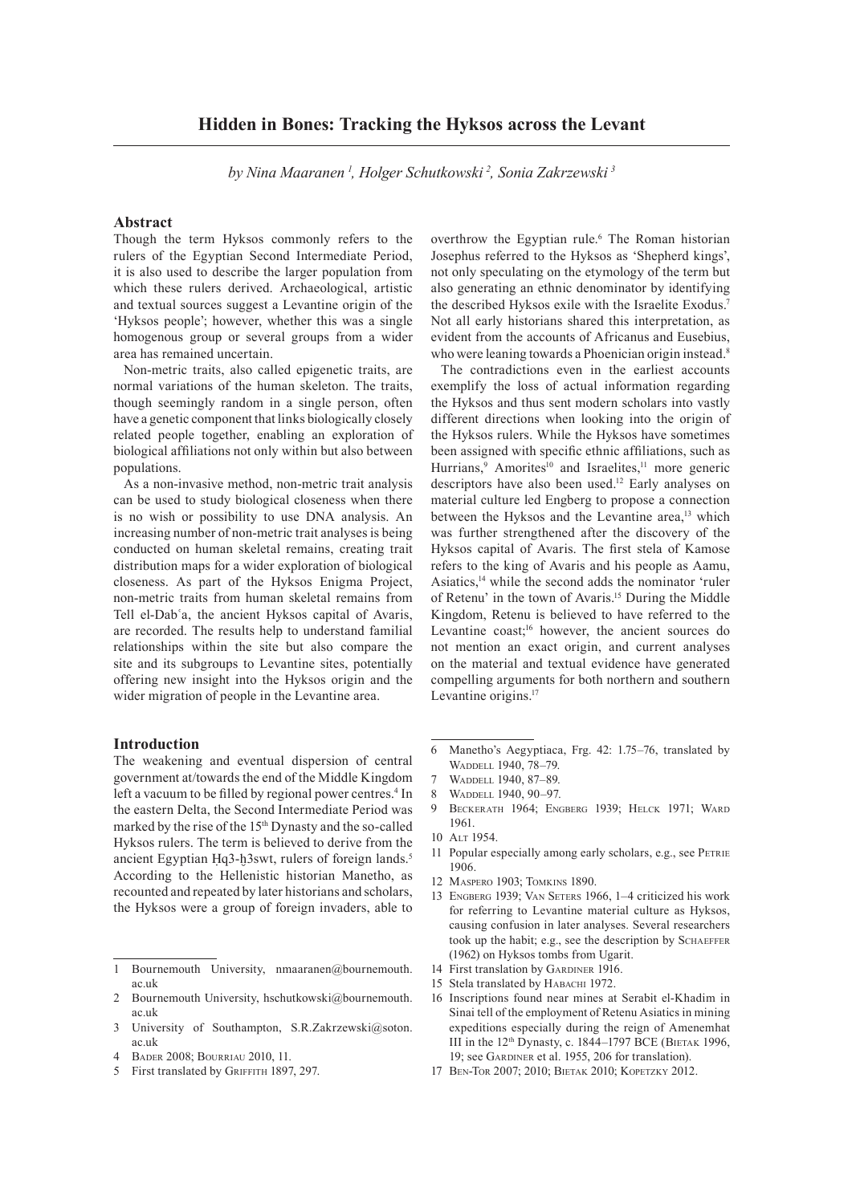# Hidden in Bones: Tracking the Hyksos across the Levant

*by Nina Maaranen [1], Holger Schutkowski [2], Sonia Zakrzewski [3]*

## Abstract

Though the term Hyksos commonly refers to the rulers of the Egyptian Second Intermediate Period, it is also used to describe the larger population from which these rulers derived. Archaeological, artistic and textual sources suggest a Levantine origin of the 'Hyksos people'; however, whether this was a single homogenous group or several groups from a wider area has remained uncertain.

Non-metric traits, also called epigenetic traits, are normal variations of the human skeleton. The traits, though seemingly random in a single person, often have a genetic component that links biologically closely related people together, enabling an exploration of biological affiliations not only within but also between populations.

As a non-invasive method, non-metric trait analysis can be used to study biological closeness when there is no wish or possibility to use DNA analysis. An increasing number of non-metric trait analyses is being conducted on human skeletal remains, creating trait distribution maps for a wider exploration of biological closeness. As part of the Hyksos Enigma Project, non-metric traits from human skeletal remains from Tell el-Dabʿa, the ancient Hyksos capital of Avaris, are recorded. The results help to understand familial relationships within the site but also compare the site and its subgroups to Levantine sites, potentially offering new insight into the Hyksos origin and the wider migration of people in the Levantine area.

## Introduction

The weakening and eventual dispersion of central government at/towards the end of the Middle Kingdom left a vacuum to be filled by regional power centres.[4] In the eastern Delta, the Second Intermediate Period was marked by the rise of the 15[th] Dynasty and the so-called Hyksos rulers. The term is believed to derive from the ancient Egyptian Ḥq3-ḫ3swt, rulers of foreign lands.[5] According to the Hellenistic historian Manetho, as recounted and repeated by later historians and scholars, the Hyksos were a group of foreign invaders, able to overthrow the Egyptian rule.[6] The Roman historian Josephus referred to the Hyksos as 'Shepherd kings', not only speculating on the etymology of the term but also generating an ethnic denominator by identifying the described Hyksos exile with the Israelite Exodus.[7] Not all early historians shared this interpretation, as evident from the accounts of Africanus and Eusebius, who were leaning towards a Phoenician origin instead.[8]

The contradictions even in the earliest accounts exemplify the loss of actual information regarding the Hyksos and thus sent modern scholars into vastly different directions when looking into the origin of the Hyksos rulers. While the Hyksos have sometimes been assigned with specific ethnic affiliations, such as Hurrians,[9] Amorites[10] and Israelites,[11] more generic descriptors have also been used.[12] Early analyses on material culture led Engberg to propose a connection between the Hyksos and the Levantine area,[13] which was further strengthened after the discovery of the Hyksos capital of Avaris. The first stela of Kamose refers to the king of Avaris and his people as Aamu, Asiatics,[14] while the second adds the nominator 'ruler of Retenu' in the town of Avaris.[15] During the Middle Kingdom, Retenu is believed to have referred to the Levantine coast;[16] however, the ancient sources do not mention an exact origin, and current analyses on the material and textual evidence have generated compelling arguments for both northern and southern Levantine origins.[17]

---

1 Bournemouth University, nmaaranen@bournemouth.ac.uk

2 Bournemouth University, hschutkowski@bournemouth.ac.uk

3 University of Southampton, S.R.Zakrzewski@soton.ac.uk

4 Bader 2008; Bourriau 2010, 11.

5 First translated by Griffith 1897, 297.

6 Manetho's Aegyptiaca, Frg. 42: 1.75–76, translated by Waddell 1940, 78–79.

7 Waddell 1940, 87–89.

8 Waddell 1940, 90–97.

9 Beckerath 1964; Engberg 1939; Helck 1971; Ward 1961.

10 Alt 1954.

11 Popular especially among early scholars, e.g., see Petrie 1906.

12 Maspero 1903; Tomkins 1890.

13 Engberg 1939; Van Seters 1966, 1–4 criticized his work for referring to Levantine material culture as Hyksos, causing confusion in later analyses. Several researchers took up the habit; e.g., see the description by Schaeffer (1962) on Hyksos tombs from Ugarit.

14 First translation by Gardiner 1916.

15 Stela translated by Habachi 1972.

16 Inscriptions found near mines at Serabit el-Khadim in Sinai tell of the employment of Retenu Asiatics in mining expeditions especially during the reign of Amenemhat III in the 12[th] Dynasty, c. 1844–1797 BCE (Bietak 1996, 19; see Gardiner et al. 1955, 206 for translation).

17 Ben-Tor 2007; 2010; Bietak 2010; Kopetzky 2012.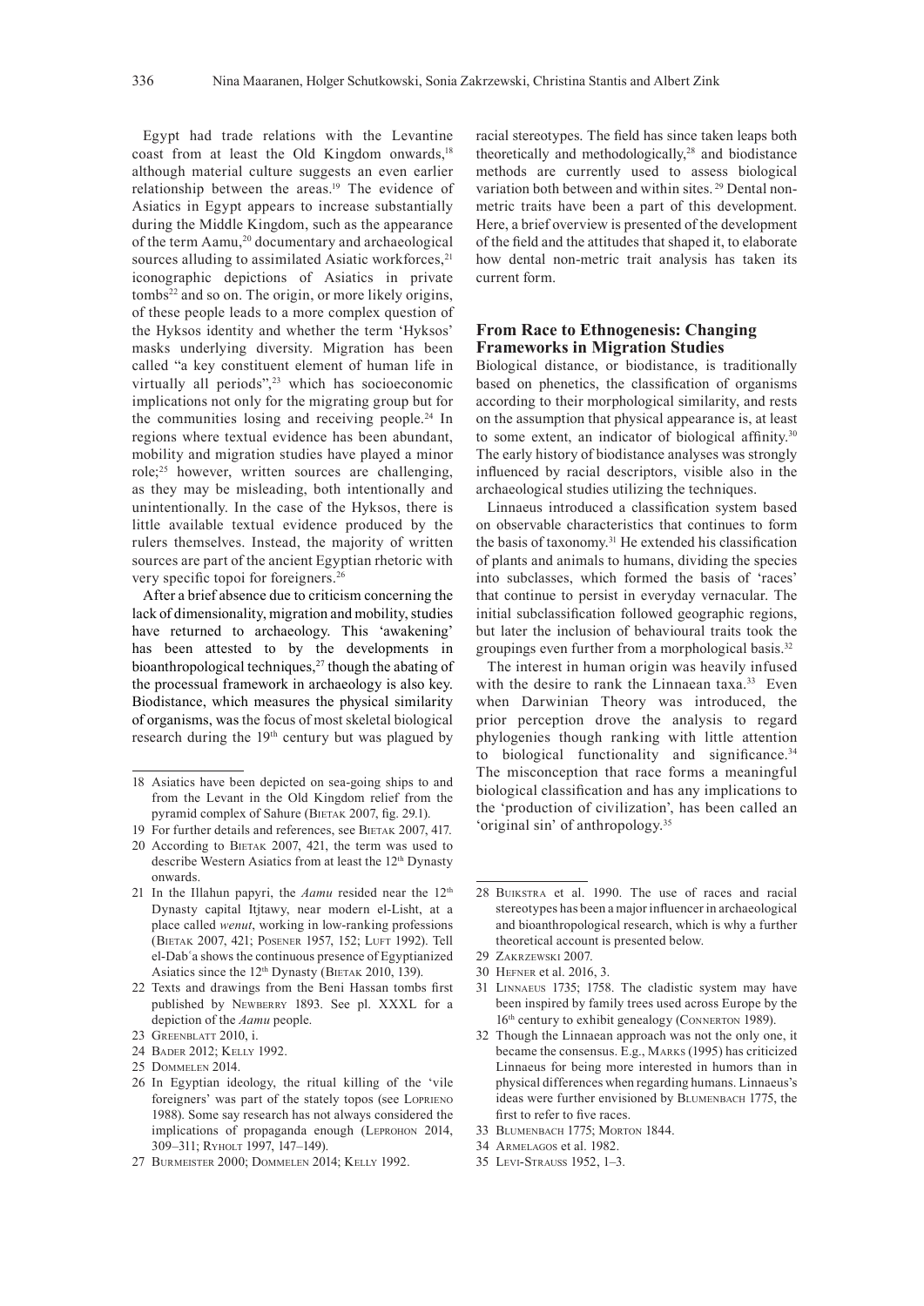Egypt had trade relations with the Levantine coast from at least the Old Kingdom onwards,[18] although material culture suggests an even earlier relationship between the areas.[19] The evidence of Asiatics in Egypt appears to increase substantially during the Middle Kingdom, such as the appearance of the term Aamu,[20] documentary and archaeological sources alluding to assimilated Asiatic workforces,[21] iconographic depictions of Asiatics in private tombs[22] and so on. The origin, or more likely origins, of these people leads to a more complex question of the Hyksos identity and whether the term 'Hyksos' masks underlying diversity. Migration has been called "a key constituent element of human life in virtually all periods",[23] which has socioeconomic implications not only for the migrating group but for the communities losing and receiving people.[24] In regions where textual evidence has been abundant, mobility and migration studies have played a minor role;[25] however, written sources are challenging, as they may be misleading, both intentionally and unintentionally. In the case of the Hyksos, there is little available textual evidence produced by the rulers themselves. Instead, the majority of written sources are part of the ancient Egyptian rhetoric with very specific topoi for foreigners.[26]

After a brief absence due to criticism concerning the lack of dimensionality, migration and mobility, studies have returned to archaeology. This 'awakening' has been attested to by the developments in bioanthropological techniques,[27] though the abating of the processual framework in archaeology is also key. Biodistance, which measures the physical similarity of organisms, was the focus of most skeletal biological research during the 19th century but was plagued by racial stereotypes. The field has since taken leaps both theoretically and methodologically,[28] and biodistance methods are currently used to assess biological variation both between and within sites.[29] Dental non-metric traits have been a part of this development. Here, a brief overview is presented of the development of the field and the attitudes that shaped it, to elaborate how dental non-metric trait analysis has taken its current form.

## From Race to Ethnogenesis: Changing Frameworks in Migration Studies

Biological distance, or biodistance, is traditionally based on phenetics, the classification of organisms according to their morphological similarity, and rests on the assumption that physical appearance is, at least to some extent, an indicator of biological affinity.[30] The early history of biodistance analyses was strongly influenced by racial descriptors, visible also in the archaeological studies utilizing the techniques.

Linnaeus introduced a classification system based on observable characteristics that continues to form the basis of taxonomy.[31] He extended his classification of plants and animals to humans, dividing the species into subclasses, which formed the basis of 'races' that continue to persist in everyday vernacular. The initial subclassification followed geographic regions, but later the inclusion of behavioural traits took the groupings even further from a morphological basis.[32]

The interest in human origin was heavily infused with the desire to rank the Linnaean taxa.[33] Even when Darwinian Theory was introduced, the prior perception drove the analysis to regard phylogenies though ranking with little attention to biological functionality and significance.[34] The misconception that race forms a meaningful biological classification and has any implications to the 'production of civilization', has been called an 'original sin' of anthropology.[35]

---

18 Asiatics have been depicted on sea-going ships to and from the Levant in the Old Kingdom relief from the pyramid complex of Sahure (Bietak 2007, fig. 29.1).

19 For further details and references, see Bietak 2007, 417.

20 According to Bietak 2007, 421, the term was used to describe Western Asiatics from at least the 12th Dynasty onwards.

21 In the Illahun papyri, the *Aamu* resided near the 12th Dynasty capital Itjtawy, near modern el-Lisht, at a place called *wenut*, working in low-ranking professions (Bietak 2007, 421; Posener 1957, 152; Luft 1992). Tell el-Dabʿa shows the continuous presence of Egyptianized Asiatics since the 12th Dynasty (Bietak 2010, 139).

22 Texts and drawings from the Beni Hassan tombs first published by Newberry 1893. See pl. XXXL for a depiction of the *Aamu* people.

23 Greenblatt 2010, i.

24 Bader 2012; Kelly 1992.

25 Dommelen 2014.

26 In Egyptian ideology, the ritual killing of the 'vile foreigners' was part of the stately topos (see Loprieno 1988). Some say research has not always considered the implications of propaganda enough (Leprohon 2014, 309–311; Ryholt 1997, 147–149).

27 Burmeister 2000; Dommelen 2014; Kelly 1992.

28 Buikstra et al. 1990. The use of races and racial stereotypes has been a major influencer in archaeological and bioanthropological research, which is why a further theoretical account is presented below.

29 Zakrzewski 2007.

30 Hefner et al. 2016, 3.

31 Linnaeus 1735; 1758. The cladistic system may have been inspired by family trees used across Europe by the 16th century to exhibit genealogy (Connerton 1989).

32 Though the Linnaean approach was not the only one, it became the consensus. E.g., Marks (1995) has criticized Linnaeus for being more interested in humors than in physical differences when regarding humans. Linnaeus's ideas were further envisioned by Blumenbach 1775, the first to refer to five races.

33 Blumenbach 1775; Morton 1844.

34 Armelagos et al. 1982.

35 Levi-Strauss 1952, 1–3.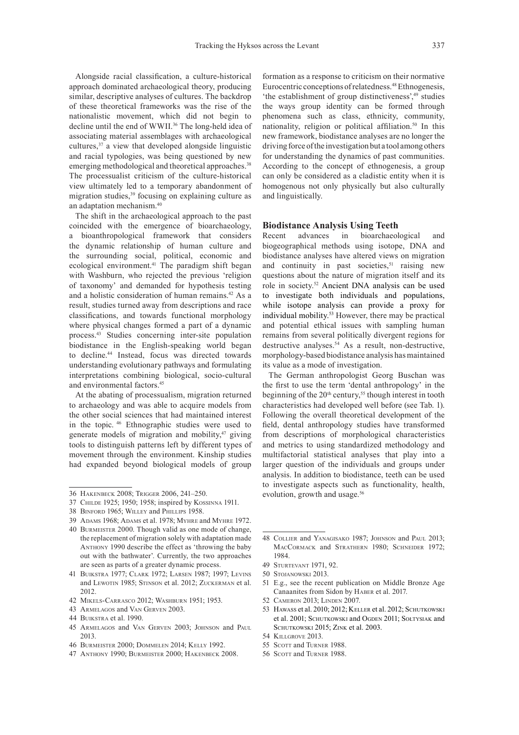Alongside racial classification, a culture-historical approach dominated archaeological theory, producing similar, descriptive analyses of cultures. The backdrop of these theoretical frameworks was the rise of the nationalistic movement, which did not begin to decline until the end of WWII.[36] The long-held idea of associating material assemblages with archaeological cultures,[37] a view that developed alongside linguistic and racial typologies, was being questioned by new emerging methodological and theoretical approaches.[38] The processualist criticism of the culture-historical view ultimately led to a temporary abandonment of migration studies,[39] focusing on explaining culture as an adaptation mechanism.[40]

The shift in the archaeological approach to the past coincided with the emergence of bioarchaeology, a bioanthropological framework that considers the dynamic relationship of human culture and the surrounding social, political, economic and ecological environment.[41] The paradigm shift began with Washburn, who rejected the previous 'religion of taxonomy' and demanded for hypothesis testing and a holistic consideration of human remains.[42] As a result, studies turned away from descriptions and race classifications, and towards functional morphology where physical changes formed a part of a dynamic process.[43] Studies concerning inter-site population biodistance in the English-speaking world began to decline.[44] Instead, focus was directed towards understanding evolutionary pathways and formulating interpretations combining biological, socio-cultural and environmental factors.[45]

At the abating of processualism, migration returned to archaeology and was able to acquire models from the other social sciences that had maintained interest in the topic.[46] Ethnographic studies were used to generate models of migration and mobility,[47] giving tools to distinguish patterns left by different types of movement through the environment. Kinship studies had expanded beyond biological models of group formation as a response to criticism on their normative Eurocentric conceptions of relatedness.[48] Ethnogenesis, 'the establishment of group distinctiveness',[49] studies the ways group identity can be formed through phenomena such as class, ethnicity, community, nationality, religion or political affiliation.[50] In this new framework, biodistance analyses are no longer the driving force of the investigation but a tool among others for understanding the dynamics of past communities. According to the concept of ethnogenesis, a group can only be considered as a cladistic entity when it is homogenous not only physically but also culturally and linguistically.

## Biodistance Analysis Using Teeth

Recent advances in bioarchaeological and biogeographical methods using isotope, DNA and biodistance analyses have altered views on migration and continuity in past societies,[51] raising new questions about the nature of migration itself and its role in society.[52] Ancient DNA analysis can be used to investigate both individuals and populations, while isotope analysis can provide a proxy for individual mobility.[53] However, there may be practical and potential ethical issues with sampling human remains from several politically divergent regions for destructive analyses.[54] As a result, non-destructive, morphology-based biodistance analysis has maintained its value as a mode of investigation.

The German anthropologist Georg Buschan was the first to use the term 'dental anthropology' in the beginning of the 20th century,[55] though interest in tooth characteristics had developed well before (see Tab. 1). Following the overall theoretical development of the field, dental anthropology studies have transformed from descriptions of morphological characteristics and metrics to using standardized methodology and multifactorial statistical analyses that play into a larger question of the individuals and groups under analysis. In addition to biodistance, teeth can be used to investigate aspects such as functionality, health, evolution, growth and usage.[56]

---

36 Hakenbeck 2008; Trigger 2006, 241–250.

37 Childe 1925; 1950; 1958; inspired by Kossinna 1911.

38 Binford 1965; Willey and Phillips 1958.

39 Adams 1968; Adams et al. 1978; Myhre and Myhre 1972.

40 Burmeister 2000. Though valid as one mode of change, the replacement of migration solely with adaptation made Anthony 1990 describe the effect as 'throwing the baby out with the bathwater'. Currently, the two approaches are seen as parts of a greater dynamic process.

41 Buikstra 1977; Clark 1972; Larsen 1987; 1997; Levins and Lewotin 1985; Stinson et al. 2012; Zuckerman et al. 2012.

42 Mikels-Carrasco 2012; Washburn 1951; 1953.

43 Armelagos and Van Gerven 2003.

44 Buikstra et al. 1990.

45 Armelagos and Van Gerven 2003; Johnson and Paul 2013.

46 Burmeister 2000; Dommelen 2014; Kelly 1992.

47 Anthony 1990; Burmeister 2000; Hakenbeck 2008.

48 Collier and Yanagisako 1987; Johnson and Paul 2013; MacCormack and Strathern 1980; Schneider 1972; 1984.

49 Sturtevant 1971, 92.

50 Stojanowski 2013.

51 E.g., see the recent publication on Middle Bronze Age Canaanites from Sidon by Haber et al. 2017.

52 Cameron 2013; Linden 2007.

53 Hawass et al. 2010; 2012; Keller et al. 2012; Schutkowski et al. 2001; Schutkowski and Ogden 2011; Sołtysiak and Schutkowski 2015; Zink et al. 2003.

54 Killgrove 2013.

55 Scott and Turner 1988.

56 Scott and Turner 1988.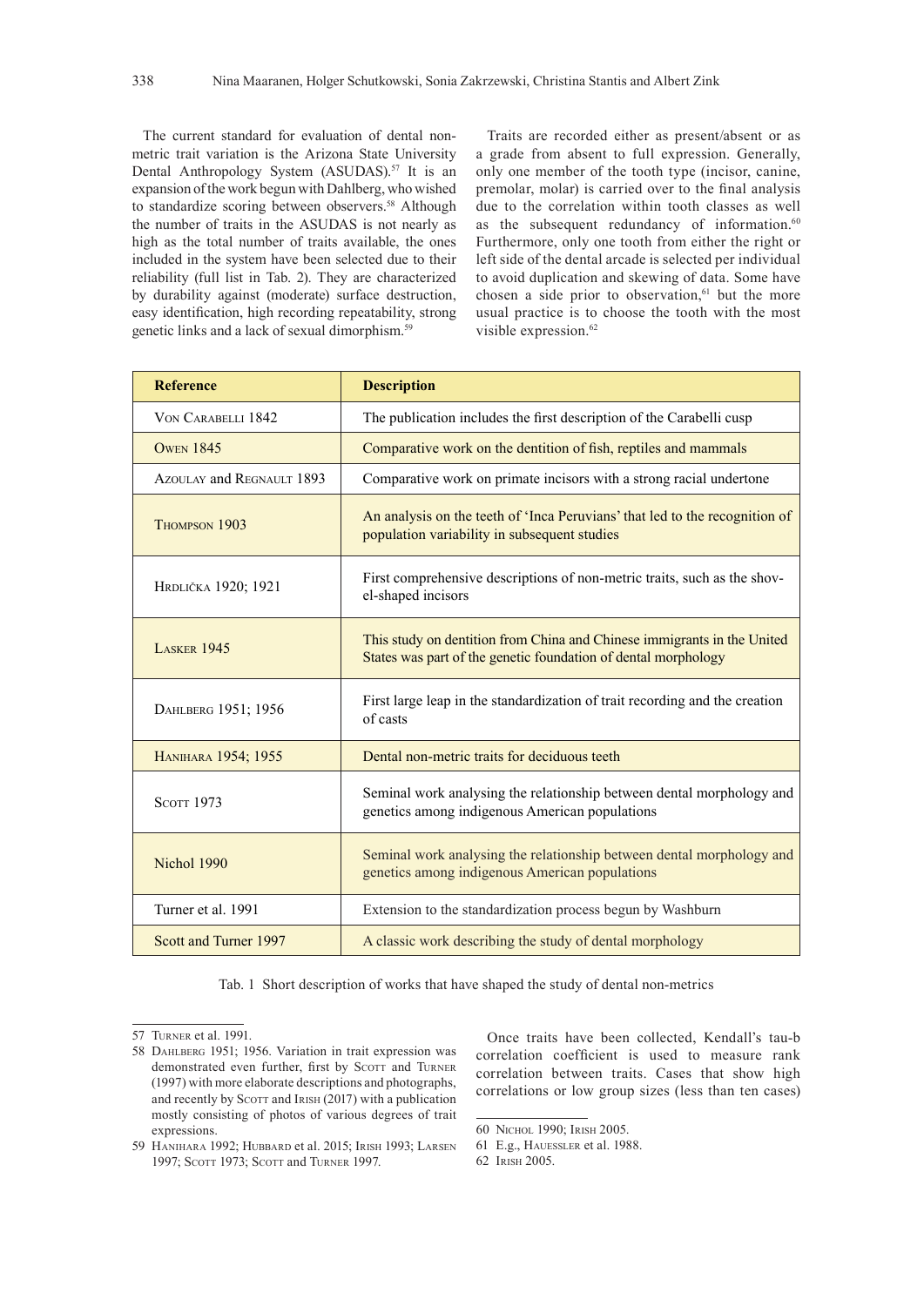The current standard for evaluation of dental non-metric trait variation is the Arizona State University Dental Anthropology System (ASUDAS).[57] It is an expansion of the work begun with Dahlberg, who wished to standardize scoring between observers.[58] Although the number of traits in the ASUDAS is not nearly as high as the total number of traits available, the ones included in the system have been selected due to their reliability (full list in Tab. 2). They are characterized by durability against (moderate) surface destruction, easy identification, high recording repeatability, strong genetic links and a lack of sexual dimorphism.[59]

Traits are recorded either as present/absent or as a grade from absent to full expression. Generally, only one member of the tooth type (incisor, canine, premolar, molar) is carried over to the final analysis due to the correlation within tooth classes as well as the subsequent redundancy of information.[60] Furthermore, only one tooth from either the right or left side of the dental arcade is selected per individual to avoid duplication and skewing of data. Some have chosen a side prior to observation,[61] but the more usual practice is to choose the tooth with the most visible expression.[62]

| Reference | Description |
|---|---|
| Von Carabelli 1842 | The publication includes the first description of the Carabelli cusp |
| Owen 1845 | Comparative work on the dentition of fish, reptiles and mammals |
| Azoulay and Regnault 1893 | Comparative work on primate incisors with a strong racial undertone |
| Thompson 1903 | An analysis on the teeth of 'Inca Peruvians' that led to the recognition of population variability in subsequent studies |
| Hrdlička 1920; 1921 | First comprehensive descriptions of non-metric traits, such as the shovel-shaped incisors |
| Lasker 1945 | This study on dentition from China and Chinese immigrants in the United States was part of the genetic foundation of dental morphology |
| Dahlberg 1951; 1956 | First large leap in the standardization of trait recording and the creation of casts |
| Hanihara 1954; 1955 | Dental non-metric traits for deciduous teeth |
| Scott 1973 | Seminal work analysing the relationship between dental morphology and genetics among indigenous American populations |
| Nichol 1990 | Seminal work analysing the relationship between dental morphology and genetics among indigenous American populations |
| Turner et al. 1991 | Extension to the standardization process begun by Washburn |
| Scott and Turner 1997 | A classic work describing the study of dental morphology |

Tab. 1 Short description of works that have shaped the study of dental non-metrics

Once traits have been collected, Kendall's tau-b correlation coefficient is used to measure rank correlation between traits. Cases that show high correlations or low group sizes (less than ten cases)

57 Turner et al. 1991.

58 Dahlberg 1951; 1956. Variation in trait expression was demonstrated even further, first by Scott and Turner (1997) with more elaborate descriptions and photographs, and recently by Scott and Irish (2017) with a publication mostly consisting of photos of various degrees of trait expressions.

59 Hanihara 1992; Hubbard et al. 2015; Irish 1993; Larsen 1997; Scott 1973; Scott and Turner 1997.

60 Nichol 1990; Irish 2005.

61 E.g., Haeussler et al. 1988.

62 Irish 2005.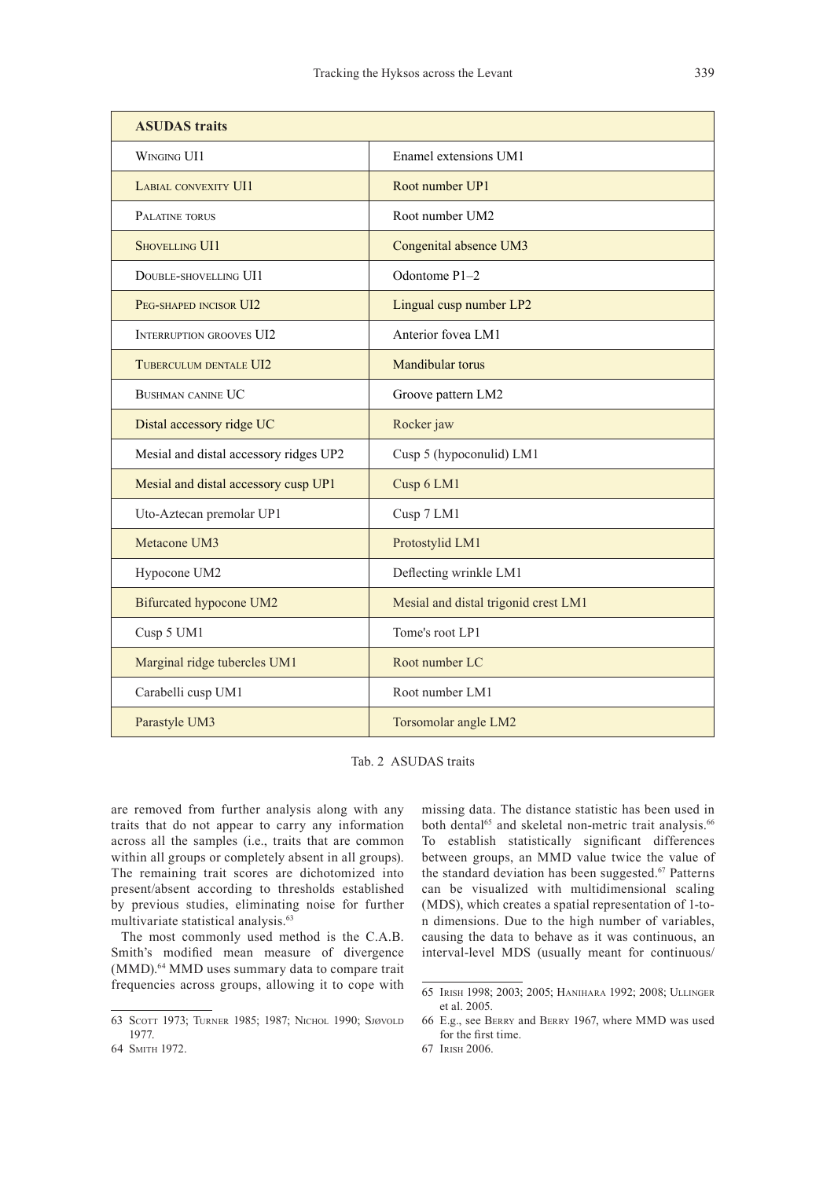| ASUDAS traits | |
|---|---|
| Winging UI1 | Enamel extensions UM1 |
| Labial convexity UI1 | Root number UP1 |
| Palatine torus | Root number UM2 |
| Shovelling UI1 | Congenital absence UM3 |
| Double-shovelling UI1 | Odontome P1–2 |
| Peg-shaped incisor UI2 | Lingual cusp number LP2 |
| Interruption grooves UI2 | Anterior fovea LM1 |
| Tuberculum dentale UI2 | Mandibular torus |
| Bushman canine UC | Groove pattern LM2 |
| Distal accessory ridge UC | Rocker jaw |
| Mesial and distal accessory ridges UP2 | Cusp 5 (hypoconulid) LM1 |
| Mesial and distal accessory cusp UP1 | Cusp 6 LM1 |
| Uto-Aztecan premolar UP1 | Cusp 7 LM1 |
| Metacone UM3 | Protostylid LM1 |
| Hypocone UM2 | Deflecting wrinkle LM1 |
| Bifurcated hypocone UM2 | Mesial and distal trigonid crest LM1 |
| Cusp 5 UM1 | Tome's root LP1 |
| Marginal ridge tubercles UM1 | Root number LC |
| Carabelli cusp UM1 | Root number LM1 |
| Parastyle UM3 | Torsomolar angle LM2 |

Tab. 2 ASUDAS traits

are removed from further analysis along with any traits that do not appear to carry any information across all the samples (i.e., traits that are common within all groups or completely absent in all groups). The remaining trait scores are dichotomized into present/absent according to thresholds established by previous studies, eliminating noise for further multivariate statistical analysis.[63]

The most commonly used method is the C.A.B. Smith's modified mean measure of divergence (MMD).[64] MMD uses summary data to compare trait frequencies across groups, allowing it to cope with missing data. The distance statistic has been used in both dental[65] and skeletal non-metric trait analysis.[66] To establish statistically significant differences between groups, an MMD value twice the value of the standard deviation has been suggested.[67] Patterns can be visualized with multidimensional scaling (MDS), which creates a spatial representation of 1-to-n dimensions. Due to the high number of variables, causing the data to behave as it was continuous, an interval-level MDS (usually meant for continuous/

63 Scott 1973; Turner 1985; 1987; Nichol 1990; Sjøvold 1977.

64 Smith 1972.

65 Irish 1998; 2003; 2005; Hanihara 1992; 2008; Ullinger et al. 2005.

66 E.g., see Berry and Berry 1967, where MMD was used for the first time.

67 Irish 2006.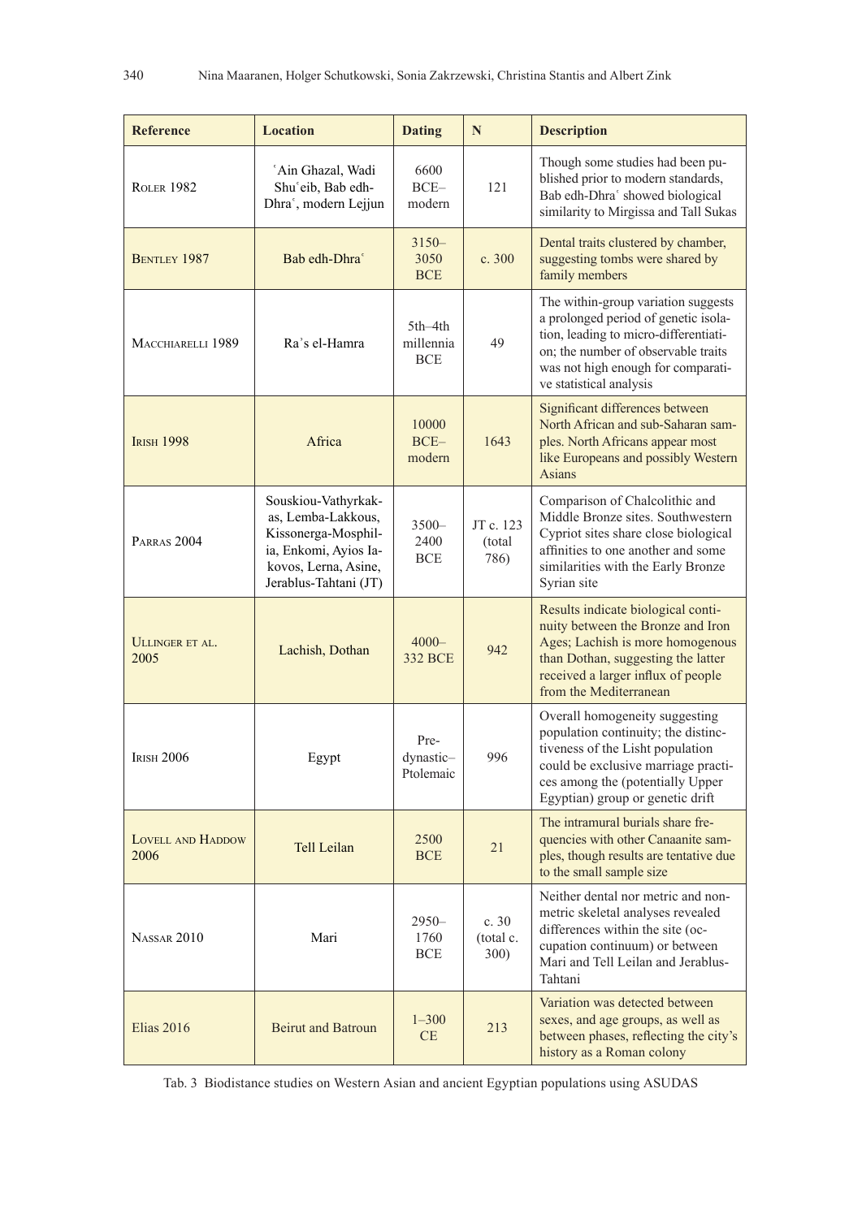| Reference | Location | Dating | N | Description |
|---|---|---|---|---|
| Roler 1982 | ʿAin Ghazal, Wadi Shuʿeib, Bab edh-Dhraʿ, modern Lejjun | 6600 BCE–modern | 121 | Though some studies had been published prior to modern standards, Bab edh-Dhraʿ showed biological similarity to Mirgissa and Tall Sukas |
| Bentley 1987 | Bab edh-Dhraʿ | 3150–3050 BCE | c. 300 | Dental traits clustered by chamber, suggesting tombs were shared by family members |
| Macchiarelli 1989 | Raʾs el-Hamra | 5th–4th millennia BCE | 49 | The within-group variation suggests a prolonged period of genetic isolation, leading to micro-differentiation; the number of observable traits was not high enough for comparative statistical analysis |
| Irish 1998 | Africa | 10000 BCE–modern | 1643 | Significant differences between North African and sub-Saharan samples. North Africans appear most like Europeans and possibly Western Asians |
| Parras 2004 | Souskiou-Vathyrkakas, Lemba-Lakkous, Kissonerga-Mosphilia, Enkomi, Ayios Iakovos, Lerna, Asine, Jerablus-Tahtani (JT) | 3500–2400 BCE | JT c. 123 (total 786) | Comparison of Chalcolithic and Middle Bronze sites. Southwestern Cypriot sites share close biological affinities to one another and some similarities with the Early Bronze Syrian site |
| Ullinger et al. 2005 | Lachish, Dothan | 4000–332 BCE | 942 | Results indicate biological continuity between the Bronze and Iron Ages; Lachish is more homogenous than Dothan, suggesting the latter received a larger influx of people from the Mediterranean |
| Irish 2006 | Egypt | Pre-dynastic–Ptolemaic | 996 | Overall homogeneity suggesting population continuity; the distinctiveness of the Lisht population could be exclusive marriage practices among the (potentially Upper Egyptian) group or genetic drift |
| Lovell and Haddow 2006 | Tell Leilan | 2500 BCE | 21 | The intramural burials share frequencies with other Canaanite samples, though results are tentative due to the small sample size |
| Nassar 2010 | Mari | 2950–1760 BCE | c. 30 (total c. 300) | Neither dental nor metric and non-metric skeletal analyses revealed differences within the site (occupation continuum) or between Mari and Tell Leilan and Jerablus-Tahtani |
| Elias 2016 | Beirut and Batroun | 1–300 CE | 213 | Variation was detected between sexes, and age groups, as well as between phases, reflecting the city's history as a Roman colony |

Tab. 3 Biodistance studies on Western Asian and ancient Egyptian populations using ASUDAS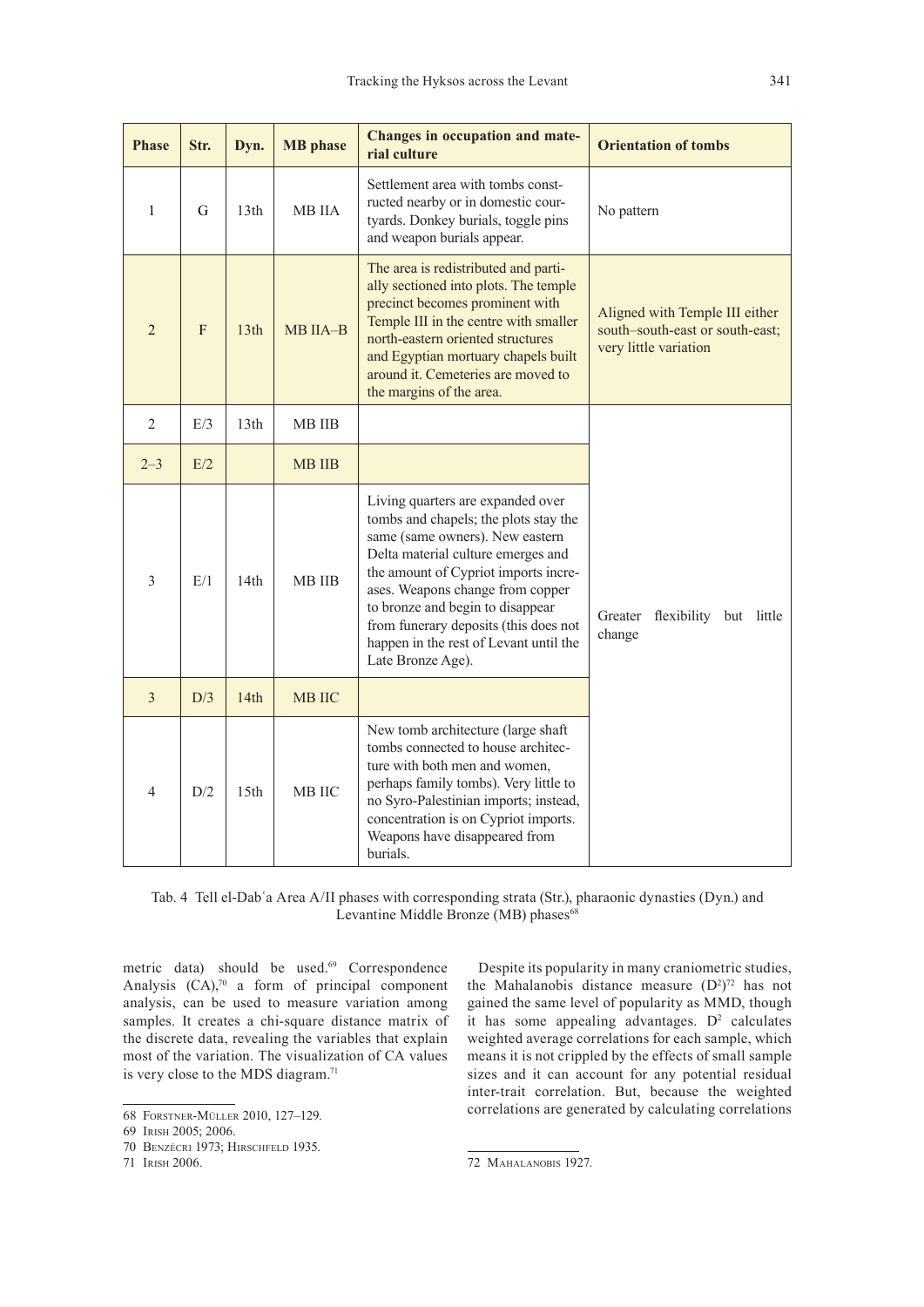| Phase | Str. | Dyn. | MB phase | Changes in occupation and material culture | Orientation of tombs |
|---|---|---|---|---|---|
| 1 | G | 13th | MB IIA | Settlement area with tombs constructed nearby or in domestic courtyards. Donkey burials, toggle pins and weapon burials appear. | No pattern |
| 2 | F | 13th | MB IIA–B | The area is redistributed and partially sectioned into plots. The temple precinct becomes prominent with Temple III in the centre with smaller north-eastern oriented structures and Egyptian mortuary chapels built around it. Cemeteries are moved to the margins of the area. | Aligned with Temple III either south–south-east or south-east; very little variation |
| 2 | E/3 | 13th | MB IIB | | Greater flexibility but little change |
| 2–3 | E/2 | | MB IIB | | |
| 3 | E/1 | 14th | MB IIB | Living quarters are expanded over tombs and chapels; the plots stay the same (same owners). New eastern Delta material culture emerges and the amount of Cypriot imports increases. Weapons change from copper to bronze and begin to disappear from funerary deposits (this does not happen in the rest of Levant until the Late Bronze Age). | |
| 3 | D/3 | 14th | MB IIC | | |
| 4 | D/2 | 15th | MB IIC | New tomb architecture (large shaft tombs connected to house architecture with both men and women, perhaps family tombs). Very little to no Syro-Palestinian imports; instead, concentration is on Cypriot imports. Weapons have disappeared from burials. | |

Tab. 4 Tell el-Dabʿa Area A/II phases with corresponding strata (Str.), pharaonic dynasties (Dyn.) and Levantine Middle Bronze (MB) phases[68]

metric data) should be used.[69] Correspondence Analysis (CA),[70] a form of principal component analysis, can be used to measure variation among samples. It creates a chi-square distance matrix of the discrete data, revealing the variables that explain most of the variation. The visualization of CA values is very close to the MDS diagram.[71]

Despite its popularity in many craniometric studies, the Mahalanobis distance measure ($D^2$)[72] has not gained the same level of popularity as MMD, though it has some appealing advantages. $D^2$ calculates weighted average correlations for each sample, which means it is not crippled by the effects of small sample sizes and it can account for any potential residual inter-trait correlation. But, because the weighted correlations are generated by calculating correlations

68 Forstner-Müller 2010, 127–129.

69 Irish 2005; 2006.

70 Benzécri 1973; Hirschfeld 1935.

71 Irish 2006.

72 Mahalanobis 1927.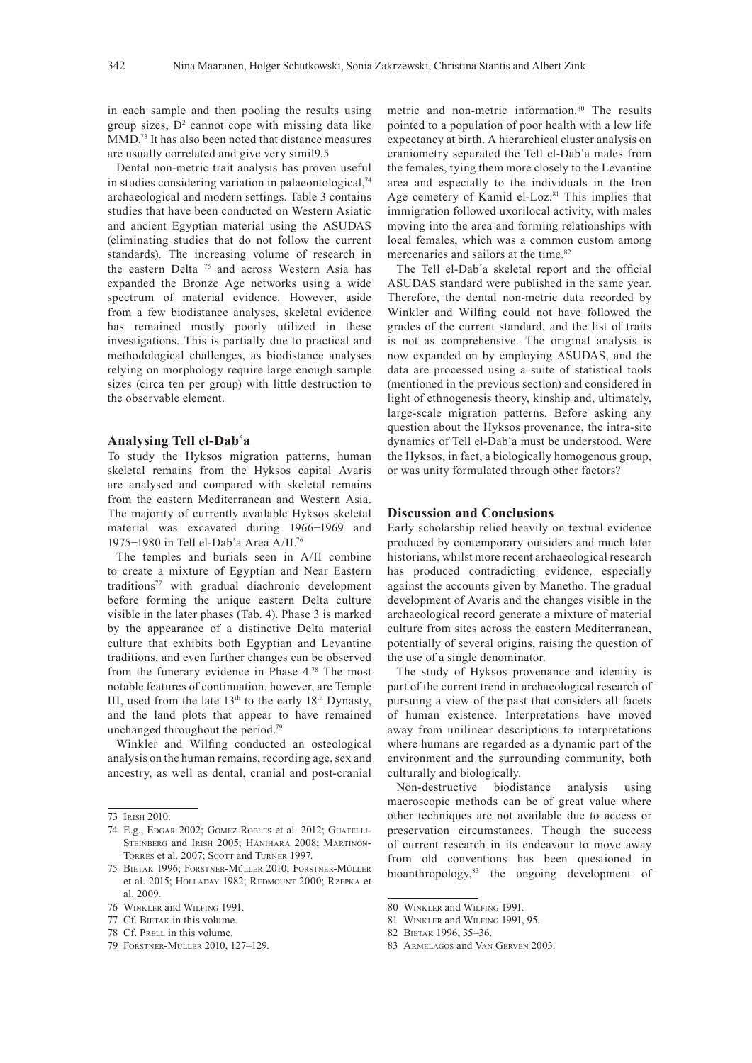in each sample and then pooling the results using group sizes, $D^2$ cannot cope with missing data like MMD.[73] It has also been noted that distance measures are usually correlated and give very simil9,5

Dental non-metric trait analysis has proven useful in studies considering variation in palaeontological,[74] archaeological and modern settings. Table 3 contains studies that have been conducted on Western Asiatic and ancient Egyptian material using the ASUDAS (eliminating studies that do not follow the current standards). The increasing volume of research in the eastern Delta [75] and across Western Asia has expanded the Bronze Age networks using a wide spectrum of material evidence. However, aside from a few biodistance analyses, skeletal evidence has remained mostly poorly utilized in these investigations. This is partially due to practical and methodological challenges, as biodistance analyses relying on morphology require large enough sample sizes (circa ten per group) with little destruction to the observable element.

## Analysing Tell el-Dabʿa

To study the Hyksos migration patterns, human skeletal remains from the Hyksos capital Avaris are analysed and compared with skeletal remains from the eastern Mediterranean and Western Asia. The majority of currently available Hyksos skeletal material was excavated during 1966–1969 and 1975–1980 in Tell el-Dabʿa Area A/II.[76]

The temples and burials seen in A/II combine to create a mixture of Egyptian and Near Eastern traditions[77] with gradual diachronic development before forming the unique eastern Delta culture visible in the later phases (Tab. 4). Phase 3 is marked by the appearance of a distinctive Delta material culture that exhibits both Egyptian and Levantine traditions, and even further changes can be observed from the funerary evidence in Phase 4.[78] The most notable features of continuation, however, are Temple III, used from the late 13th to the early 18th Dynasty, and the land plots that appear to have remained unchanged throughout the period.[79]

Winkler and Wilfing conducted an osteological analysis on the human remains, recording age, sex and ancestry, as well as dental, cranial and post-cranial metric and non-metric information.[80] The results pointed to a population of poor health with a low life expectancy at birth. A hierarchical cluster analysis on craniometry separated the Tell el-Dabʿa males from the females, tying them more closely to the Levantine area and especially to the individuals in the Iron Age cemetery of Kamid el-Loz.[81] This implies that immigration followed uxorilocal activity, with males moving into the area and forming relationships with local females, which was a common custom among mercenaries and sailors at the time.[82]

The Tell el-Dabʿa skeletal report and the official ASUDAS standard were published in the same year. Therefore, the dental non-metric data recorded by Winkler and Wilfing could not have followed the grades of the current standard, and the list of traits is not as comprehensive. The original analysis is now expanded on by employing ASUDAS, and the data are processed using a suite of statistical tools (mentioned in the previous section) and considered in light of ethnogenesis theory, kinship and, ultimately, large-scale migration patterns. Before asking any question about the Hyksos provenance, the intra-site dynamics of Tell el-Dabʿa must be understood. Were the Hyksos, in fact, a biologically homogenous group, or was unity formulated through other factors?

## Discussion and Conclusions

Early scholarship relied heavily on textual evidence produced by contemporary outsiders and much later historians, whilst more recent archaeological research has produced contradicting evidence, especially against the accounts given by Manetho. The gradual development of Avaris and the changes visible in the archaeological record generate a mixture of material culture from sites across the eastern Mediterranean, potentially of several origins, raising the question of the use of a single denominator.

The study of Hyksos provenance and identity is part of the current trend in archaeological research of pursuing a view of the past that considers all facets of human existence. Interpretations have moved away from unilinear descriptions to interpretations where humans are regarded as a dynamic part of the environment and the surrounding community, both culturally and biologically.

Non-destructive biodistance analysis using macroscopic methods can be of great value where other techniques are not available due to access or preservation circumstances. Though the success of current research in its endeavour to move away from old conventions has been questioned in bioanthropology,[83] the ongoing development of

---

73 Irish 2010.

74 E.g., Edgar 2002; Gómez-Robles et al. 2012; Guatelli-Steinberg and Irish 2005; Hanihara 2008; Martinón-Torres et al. 2007; Scott and Turner 1997.

75 Bietak 1996; Forstner-Müller 2010; Forstner-Müller et al. 2015; Holladay 1982; Redmount 2000; Rzepka et al. 2009.

76 Winkler and Wilfing 1991.

77 Cf. Bietak in this volume.

78 Cf. Prell in this volume.

79 Forstner-Müller 2010, 127–129.

80 Winkler and Wilfing 1991.

81 Winkler and Wilfing 1991, 95.

82 Bietak 1996, 35–36.

83 Armelagos and Van Gerven 2003.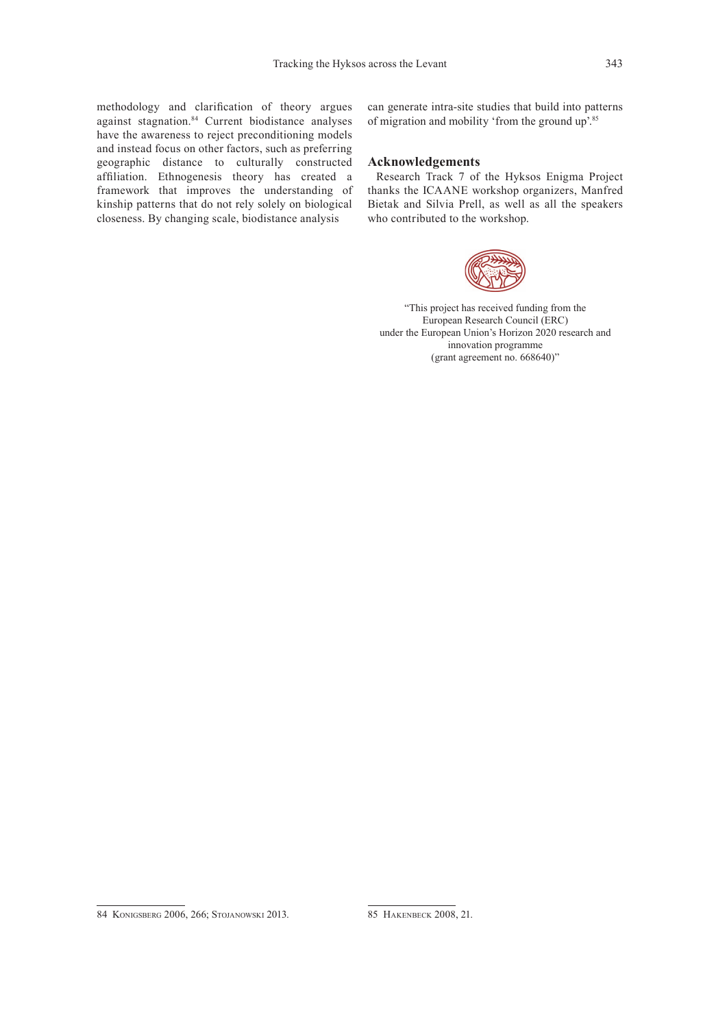methodology and clarification of theory argues against stagnation.[84] Current biodistance analyses have the awareness to reject preconditioning models and instead focus on other factors, such as preferring geographic distance to culturally constructed affiliation. Ethnogenesis theory has created a framework that improves the understanding of kinship patterns that do not rely solely on biological closeness. By changing scale, biodistance analysis can generate intra-site studies that build into patterns of migration and mobility 'from the ground up'.[85]

## Acknowledgements

Research Track 7 of the Hyksos Enigma Project thanks the ICAANE workshop organizers, Manfred Bietak and Silvia Prell, as well as all the speakers who contributed to the workshop.

"This project has received funding from the European Research Council (ERC) under the European Union's Horizon 2020 research and innovation programme (grant agreement no. 668640)"

---

84 Konigsberg 2006, 266; Stojanowski 2013.

85 Hakenbeck 2008, 21.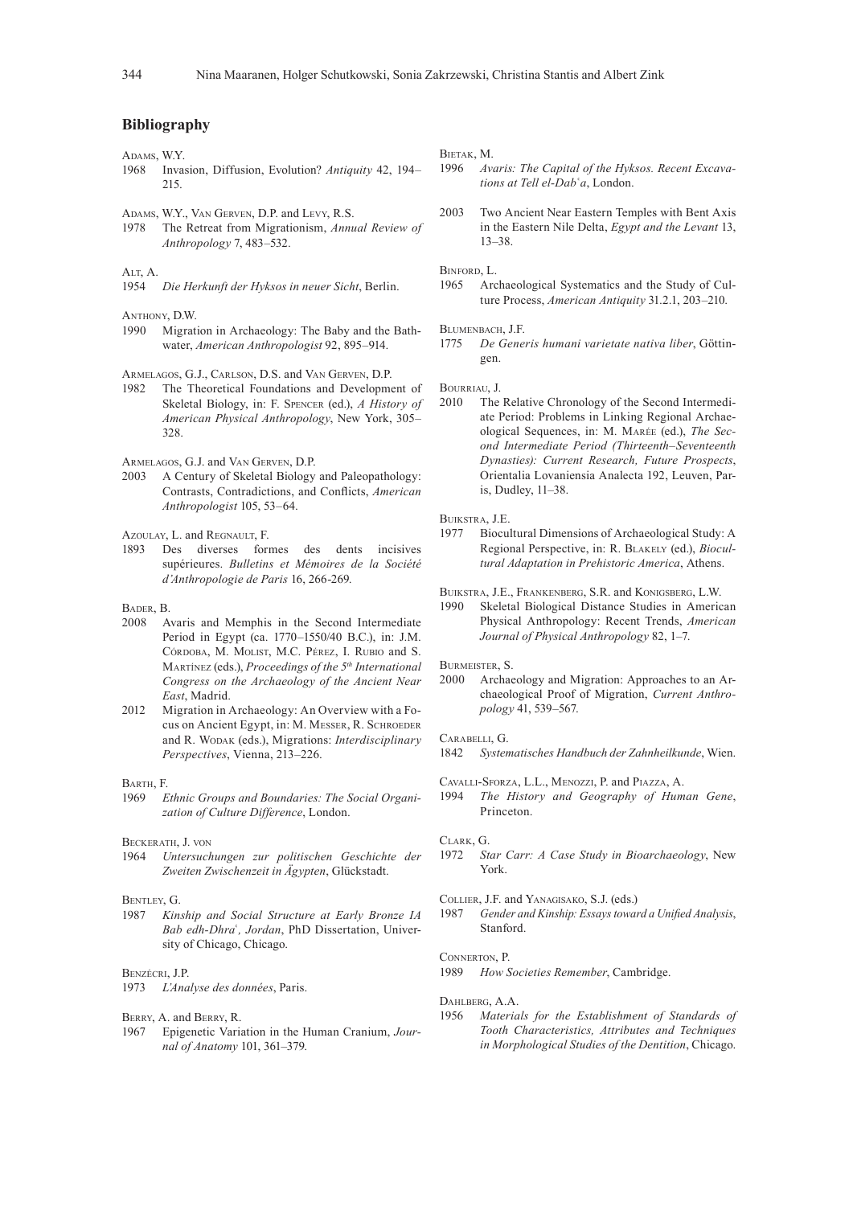## Bibliography

Adams, W.Y.
1968 Invasion, Diffusion, Evolution? *Antiquity* 42, 194–215.

Adams, W.Y., Van Gerven, D.P. and Levy, R.S.
1978 The Retreat from Migrationism, *Annual Review of Anthropology* 7, 483–532.

Alt, A.
1954 *Die Herkunft der Hyksos in neuer Sicht*, Berlin.

Anthony, D.W.
1990 Migration in Archaeology: The Baby and the Bathwater, *American Anthropologist* 92, 895–914.

Armelagos, G.J., Carlson, D.S. and Van Gerven, D.P.
1982 The Theoretical Foundations and Development of Skeletal Biology, in: F. Spencer (ed.), *A History of American Physical Anthropology*, New York, 305–328.

Armelagos, G.J. and Van Gerven, D.P.
2003 A Century of Skeletal Biology and Paleopathology: Contrasts, Contradictions, and Conflicts, *American Anthropologist* 105, 53–64.

Azoulay, L. and Regnault, F.
1893 Des diverses formes des dents incisives supérieures. *Bulletins et Mémoires de la Société d'Anthropologie de Paris* 16, 266-269.

Bader, B.
2008 Avaris and Memphis in the Second Intermediate Period in Egypt (ca. 1770–1550/40 B.C.), in: J.M. Córdoba, M. Molist, M.C. Pérez, I. Rubio and S. Martínez (eds.), *Proceedings of the 5th International Congress on the Archaeology of the Ancient Near East*, Madrid.
2012 Migration in Archaeology: An Overview with a Focus on Ancient Egypt, in: M. Messer, R. Schroeder and R. Wodak (eds.), Migrations: *Interdisciplinary Perspectives*, Vienna, 213–226.

Barth, F.
1969 *Ethnic Groups and Boundaries: The Social Organization of Culture Difference*, London.

Beckerath, J. von
1964 *Untersuchungen zur politischen Geschichte der Zweiten Zwischenzeit in Ägypten*, Glückstadt.

Bentley, G.
1987 *Kinship and Social Structure at Early Bronze IA Bab edh-Dhra', Jordan*, PhD Dissertation, University of Chicago, Chicago.

Benzécri, J.P.
1973 *L'Analyse des données*, Paris.

Berry, A. and Berry, R.
1967 Epigenetic Variation in the Human Cranium, *Journal of Anatomy* 101, 361–379.

Bietak, M.
1996 *Avaris: The Capital of the Hyksos. Recent Excavations at Tell el-Dab'a*, London.
2003 Two Ancient Near Eastern Temples with Bent Axis in the Eastern Nile Delta, *Egypt and the Levant* 13, 13–38.

Binford, L.
1965 Archaeological Systematics and the Study of Culture Process, *American Antiquity* 31.2.1, 203–210.

Blumenbach, J.F.
1775 *De Generis humani varietate nativa liber*, Göttingen.

Bourriau, J.
2010 The Relative Chronology of the Second Intermediate Period: Problems in Linking Regional Archaeological Sequences, in: M. Marée (ed.), *The Second Intermediate Period (Thirteenth–Seventeenth Dynasties): Current Research, Future Prospects*, Orientalia Lovaniensia Analecta 192, Leuven, Paris, Dudley, 11–38.

Buikstra, J.E.
1977 Biocultural Dimensions of Archaeological Study: A Regional Perspective, in: R. Blakely (ed.), *Biocultural Adaptation in Prehistoric America*, Athens.

Buikstra, J.E., Frankenberg, S.R. and Konigsberg, L.W.
1990 Skeletal Biological Distance Studies in American Physical Anthropology: Recent Trends, *American Journal of Physical Anthropology* 82, 1–7.

Burmeister, S.
2000 Archaeology and Migration: Approaches to an Archaeological Proof of Migration, *Current Anthropology* 41, 539–567.

Carabelli, G.
1842 *Systematisches Handbuch der Zahnheilkunde*, Wien.

Cavalli-Sforza, L.L., Menozzi, P. and Piazza, A.
1994 *The History and Geography of Human Gene*, Princeton.

Clark, G.
1972 *Star Carr: A Case Study in Bioarchaeology*, New York.

Collier, J.F. and Yanagisako, S.J. (eds.)
1987 *Gender and Kinship: Essays toward a Unified Analysis*, Stanford.

Connerton, P.
1989 *How Societies Remember*, Cambridge.

Dahlberg, A.A.
1956 *Materials for the Establishment of Standards of Tooth Characteristics, Attributes and Techniques in Morphological Studies of the Dentition*, Chicago.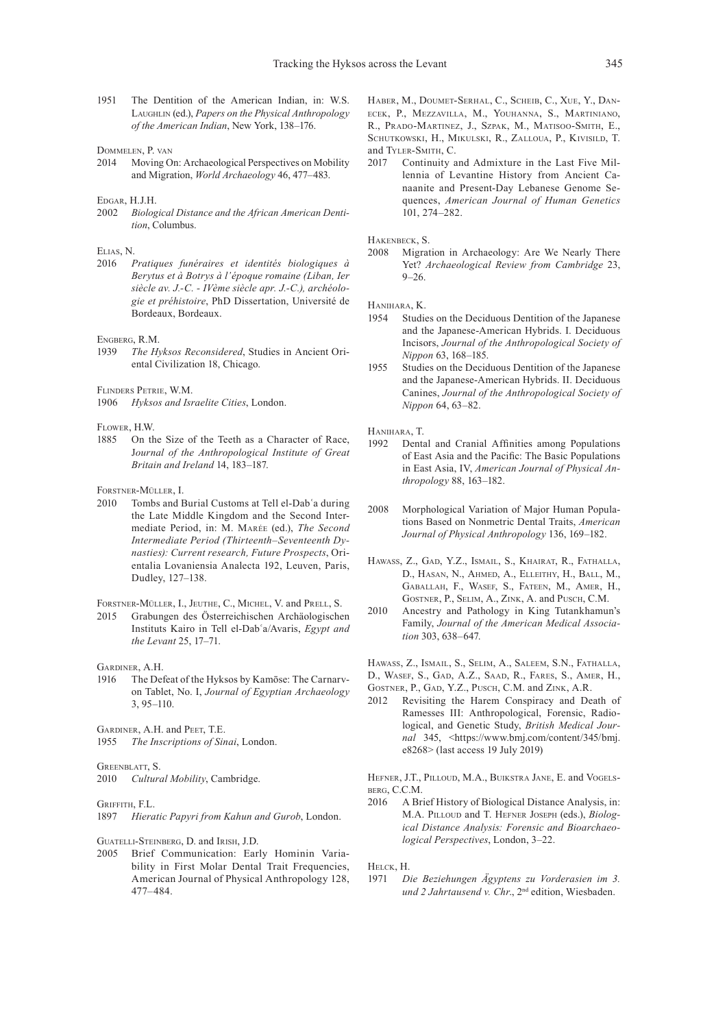1951 The Dentition of the American Indian, in: W.S. Laughlin (ed.), *Papers on the Physical Anthropology of the American Indian*, New York, 138–176.

Dommelen, P. van

2014 Moving On: Archaeological Perspectives on Mobility and Migration, *World Archaeology* 46, 477–483.

Edgar, H.J.H.

2002 *Biological Distance and the African American Dentition*, Columbus.

Elias, N.

2016 *Pratiques funéraires et identités biologiques à Berytus et à Botrys à l'époque romaine (Liban, Ier siècle av. J.-C. - IVème siècle apr. J.-C.), archéologie et préhistoire*, PhD Dissertation, Université de Bordeaux, Bordeaux.

Engberg, R.M.

1939 *The Hyksos Reconsidered*, Studies in Ancient Oriental Civilization 18, Chicago.

Flinders Petrie, W.M.

1906 *Hyksos and Israelite Cities*, London.

Flower, H.W.

1885 On the Size of the Teeth as a Character of Race, *Journal of the Anthropological Institute of Great Britain and Ireland* 14, 183–187.

Forstner-Müller, I.

2010 Tombs and Burial Customs at Tell el-Dabʿa during the Late Middle Kingdom and the Second Intermediate Period, in: M. Marée (ed.), *The Second Intermediate Period (Thirteenth–Seventeenth Dynasties): Current research, Future Prospects*, Orientalia Lovaniensia Analecta 192, Leuven, Paris, Dudley, 127–138.

Forstner-Müller, I., Jeuthe, C., Michel, V. and Prell, S.

2015 Grabungen des Österreichischen Archäologischen Instituts Kairo in Tell el-Dabʿa/Avaris, *Egypt and the Levant* 25, 17–71.

Gardiner, A.H.

1916 The Defeat of the Hyksos by Kamōse: The Carnarvon Tablet, No. I, *Journal of Egyptian Archaeology* 3, 95–110.

Gardiner, A.H. and Peet, T.E.

1955 *The Inscriptions of Sinai*, London.

Greenblatt, S.

2010 *Cultural Mobility*, Cambridge.

Griffith, F.L.

1897 *Hieratic Papyri from Kahun and Gurob*, London.

Guatelli-Steinberg, D. and Irish, J.D.

2005 Brief Communication: Early Hominin Variability in First Molar Dental Trait Frequencies, American Journal of Physical Anthropology 128, 477–484.

Haber, M., Doumet-Serhal, C., Scheib, C., Xue, Y., Danecek, P., Mezzavilla, M., Youhanna, S., Martiniano, R., Prado-Martinez, J., Szpak, M., Matisoo-Smith, E., Schutkowski, H., Mikulski, R., Zalloua, P., Kivisild, T. and Tyler-Smith, C.

2017 Continuity and Admixture in the Last Five Millennia of Levantine History from Ancient Canaanite and Present-Day Lebanese Genome Sequences, *American Journal of Human Genetics* 101, 274–282.

Hakenbeck, S.

2008 Migration in Archaeology: Are We Nearly There Yet? *Archaeological Review from Cambridge* 23, 9–26.

Hanihara, K.

1954 Studies on the Deciduous Dentition of the Japanese and the Japanese-American Hybrids. I. Deciduous Incisors, *Journal of the Anthropological Society of Nippon* 63, 168–185.

1955 Studies on the Deciduous Dentition of the Japanese and the Japanese-American Hybrids. II. Deciduous Canines, *Journal of the Anthropological Society of Nippon* 64, 63–82.

Hanihara, T.

1992 Dental and Cranial Affinities among Populations of East Asia and the Pacific: The Basic Populations in East Asia, IV, *American Journal of Physical Anthropology* 88, 163–182.

2008 Morphological Variation of Major Human Populations Based on Nonmetric Dental Traits, *American Journal of Physical Anthropology* 136, 169–182.

Hawass, Z., Gad, Y.Z., Ismail, S., Khairat, R., Fathalla, D., Hasan, N., Ahmed, A., Elleithy, H., Ball, M., Gaballah, F., Wasef, S., Fateen, M., Amer, H., Gostner, P., Selim, A., Zink, A. and Pusch, C.M.

2010 Ancestry and Pathology in King Tutankhamun's Family, *Journal of the American Medical Association* 303, 638–647.

Hawass, Z., Ismail, S., Selim, A., Saleem, S.N., Fathalla, D., Wasef, S., Gad, A.Z., Saad, R., Fares, S., Amer, H., Gostner, P., Gad, Y.Z., Pusch, C.M. and Zink, A.R.

2012 Revisiting the Harem Conspiracy and Death of Ramesses III: Anthropological, Forensic, Radiological, and Genetic Study, *British Medical Journal* 345, <https://www.bmj.com/content/345/bmj.e8268> (last access 19 July 2019)

Hefner, J.T., Pilloud, M.A., Buikstra Jane, E. and Vogelsberg, C.C.M.

2016 A Brief History of Biological Distance Analysis, in: M.A. Pilloud and T. Hefner Joseph (eds.), *Biological Distance Analysis: Forensic and Bioarchaeological Perspectives*, London, 3–22.

Helck, H.

1971 *Die Beziehungen Ägyptens zu Vorderasien im 3. und 2 Jahrtausend v. Chr.*, 2nd edition, Wiesbaden.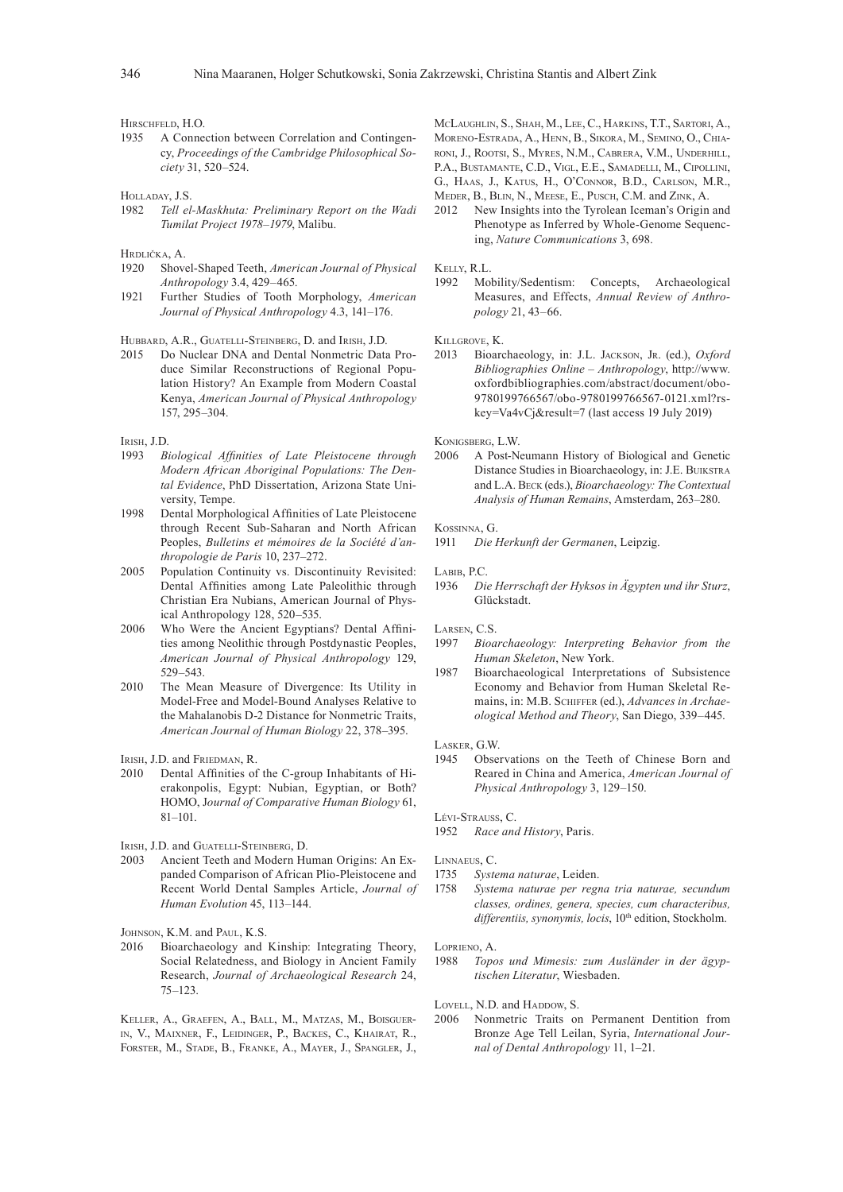Hirschfeld, H.O.

1935 A Connection between Correlation and Contingency, *Proceedings of the Cambridge Philosophical Society* 31, 520–524.

Holladay, J.S.

1982 *Tell el-Maskhuta: Preliminary Report on the Wadi Tumilat Project 1978–1979*, Malibu.

Hrdlička, A.

1920 Shovel-Shaped Teeth, *American Journal of Physical Anthropology* 3.4, 429–465.

1921 Further Studies of Tooth Morphology, *American Journal of Physical Anthropology* 4.3, 141–176.

Hubbard, A.R., Guatelli-Steinberg, D. and Irish, J.D.

2015 Do Nuclear DNA and Dental Nonmetric Data Produce Similar Reconstructions of Regional Population History? An Example from Modern Coastal Kenya, *American Journal of Physical Anthropology* 157, 295–304.

Irish, J.D.

1993 *Biological Affinities of Late Pleistocene through Modern African Aboriginal Populations: The Dental Evidence*, PhD Dissertation, Arizona State University, Tempe.

1998 Dental Morphological Affinities of Late Pleistocene through Recent Sub-Saharan and North African Peoples, *Bulletins et mémoires de la Société d'anthropologie de Paris* 10, 237–272.

2005 Population Continuity vs. Discontinuity Revisited: Dental Affinities among Late Paleolithic through Christian Era Nubians, American Journal of Physical Anthropology 128, 520–535.

2006 Who Were the Ancient Egyptians? Dental Affinities among Neolithic through Postdynastic Peoples, *American Journal of Physical Anthropology* 129, 529–543.

2010 The Mean Measure of Divergence: Its Utility in Model-Free and Model-Bound Analyses Relative to the Mahalanobis D-2 Distance for Nonmetric Traits, *American Journal of Human Biology* 22, 378–395.

Irish, J.D. and Friedman, R.

2010 Dental Affinities of the C-group Inhabitants of Hierakonpolis, Egypt: Nubian, Egyptian, or Both? HOMO, J*ournal of Comparative Human Biology* 61, 81–101.

Irish, J.D. and Guatelli-Steinberg, D.

2003 Ancient Teeth and Modern Human Origins: An Expanded Comparison of African Plio-Pleistocene and Recent World Dental Samples Article, *Journal of Human Evolution* 45, 113–144.

Johnson, K.M. and Paul, K.S.

2016 Bioarchaeology and Kinship: Integrating Theory, Social Relatedness, and Biology in Ancient Family Research, *Journal of Archaeological Research* 24, 75–123.

Keller, A., Graefen, A., Ball, M., Matzas, M., Boisguerin, V., Maixner, F., Leidinger, P., Backes, C., Khairat, R., Forster, M., Stade, B., Franke, A., Mayer, J., Spangler, J., McLaughlin, S., Shah, M., Lee, C., Harkins, T.T., Sartori, A., Moreno-Estrada, A., Henn, B., Sikora, M., Semino, O., Chiaroni, J., Rootsi, S., Myres, N.M., Cabrera, V.M., Underhill, P.A., Bustamante, C.D., Vigl, E.E., Samadelli, M., Cipollini, G., Haas, J., Katus, H., O'Connor, B.D., Carlson, M.R., Meder, B., Blin, N., Meese, E., Pusch, C.M. and Zink, A.

2012 New Insights into the Tyrolean Iceman's Origin and Phenotype as Inferred by Whole-Genome Sequencing, *Nature Communications* 3, 698.

Kelly, R.L.

1992 Mobility/Sedentism: Concepts, Archaeological Measures, and Effects, *Annual Review of Anthropology* 21, 43–66.

Killgrove, K.

2013 Bioarchaeology, in: J.L. Jackson, Jr. (ed.), *Oxford Bibliographies Online – Anthropology*, http://www.oxfordbibliographies.com/abstract/document/obo-9780199766567/obo-9780199766567-0121.xml?rskey=Va4vCj&result=7 (last access 19 July 2019)

Konigsberg, L.W.

2006 A Post-Neumann History of Biological and Genetic Distance Studies in Bioarchaeology, in: J.E. Buikstra and L.A. Beck (eds.), *Bioarchaeology: The Contextual Analysis of Human Remains*, Amsterdam, 263–280.

Kossinna, G.

1911 *Die Herkunft der Germanen*, Leipzig.

Labib, P.C.

1936 *Die Herrschaft der Hyksos in Ägypten und ihr Sturz*, Glückstadt.

Larsen, C.S.

1997 *Bioarchaeology: Interpreting Behavior from the Human Skeleton*, New York.

1987 Bioarchaeological Interpretations of Subsistence Economy and Behavior from Human Skeletal Remains, in: M.B. Schiffer (ed.), *Advances in Archaeological Method and Theory*, San Diego, 339–445.

Lasker, G.W.

1945 Observations on the Teeth of Chinese Born and Reared in China and America, *American Journal of Physical Anthropology* 3, 129–150.

Lévi-Strauss, C.

1952 *Race and History*, Paris.

Linnaeus, C.

1735 *Systema naturae*, Leiden.

1758 *Systema naturae per regna tria naturae, secundum classes, ordines, genera, species, cum characteribus, differentiis, synonymis, locis*, 10th edition, Stockholm.

Loprieno, A.

1988 *Topos und Mimesis: zum Ausländer in der ägyptischen Literatur*, Wiesbaden.

Lovell, N.D. and Haddow, S.

2006 Nonmetric Traits on Permanent Dentition from Bronze Age Tell Leilan, Syria, *International Journal of Dental Anthropology* 11, 1–21.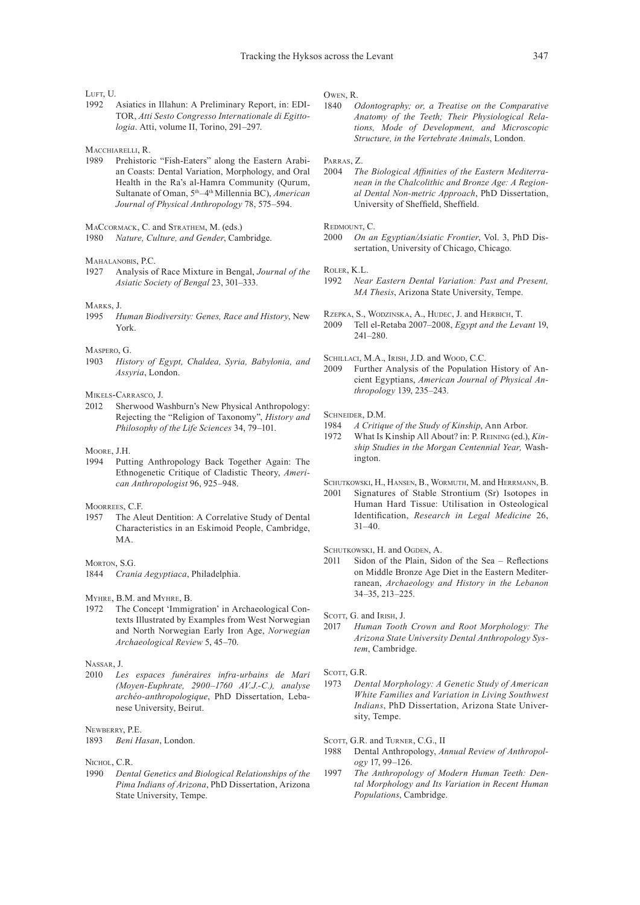Luft, U.

1992 Asiatics in Illahun: A Preliminary Report, in: EDITOR, *Atti Sesto Congresso Internationale di Egittologia*. Atti, volume II, Torino, 291–297.

Macchiarelli, R.

1989 Prehistoric "Fish-Eaters" along the Eastern Arabian Coasts: Dental Variation, Morphology, and Oral Health in the Ra's al-Hamra Community (Qurum, Sultanate of Oman, 5th–4th Millennia BC), *American Journal of Physical Anthropology* 78, 575–594.

MacCormack, C. and Strathem, M. (eds.)

1980 *Nature, Culture, and Gender*, Cambridge.

Mahalanobis, P.C.

1927 Analysis of Race Mixture in Bengal, *Journal of the Asiatic Society of Bengal* 23, 301–333.

Marks, J.

1995 *Human Biodiversity: Genes, Race and History*, New York.

Maspero, G.

1903 *History of Egypt, Chaldea, Syria, Babylonia, and Assyria*, London.

Mikels-Carrasco, J.

2012 Sherwood Washburn's New Physical Anthropology: Rejecting the "Religion of Taxonomy", *History and Philosophy of the Life Sciences* 34, 79–101.

Moore, J.H.

1994 Putting Anthropology Back Together Again: The Ethnogenetic Critique of Cladistic Theory, *American Anthropologist* 96, 925–948.

Moorrees, C.F.

1957 The Aleut Dentition: A Correlative Study of Dental Characteristics in an Eskimoid People, Cambridge, MA.

Morton, S.G.

1844 *Crania Aegyptiaca*, Philadelphia.

Myhre, B.M. and Myhre, B.

1972 The Concept 'Immigration' in Archaeological Contexts Illustrated by Examples from West Norwegian and North Norwegian Early Iron Age, *Norwegian Archaeological Review* 5, 45–70.

Nassar, J.

2010 *Les espaces funéraires infra-urbains de Mari (Moyen-Euphrate, 2900–1760 AV.J.-C.), analyse archéo-anthropologique*, PhD Dissertation, Lebanese University, Beirut.

Newberry, P.E.

1893 *Beni Hasan*, London.

Nichol, C.R.

1990 *Dental Genetics and Biological Relationships of the Pima Indians of Arizona*, PhD Dissertation, Arizona State University, Tempe.

Owen, R.

1840 *Odontography; or, a Treatise on the Comparative Anatomy of the Teeth; Their Physiological Relations, Mode of Development, and Microscopic Structure, in the Vertebrate Animals*, London.

Parras, Z.

2004 *The Biological Affinities of the Eastern Mediterranean in the Chalcolithic and Bronze Age: A Regional Dental Non-metric Approach*, PhD Dissertation, University of Sheffield, Sheffield.

Redmount, C.

2000 *On an Egyptian/Asiatic Frontier*, Vol. 3, PhD Dissertation, University of Chicago, Chicago.

Roler, K.L.

1992 *Near Eastern Dental Variation: Past and Present, MA Thesis*, Arizona State University, Tempe.

Rzepka, S., Wodzinska, A., Hudec, J. and Herbich, T.

2009 Tell el-Retaba 2007–2008, *Egypt and the Levant* 19, 241–280.

Schillaci, M.A., Irish, J.D. and Wood, C.C.

2009 Further Analysis of the Population History of Ancient Egyptians, *American Journal of Physical Anthropology* 139, 235–243.

Schneider, D.M.

1984 *A Critique of the Study of Kinship*, Ann Arbor.

1972 What Is Kinship All About? in: P. Reining (ed.), *Kinship Studies in the Morgan Centennial Year,* Washington.

Schutkowski, H., Hansen, B., Wormuth, M. and Herrmann, B.

2001 Signatures of Stable Strontium (Sr) Isotopes in Human Hard Tissue: Utilisation in Osteological Identification, *Research in Legal Medicine* 26, 31–40.

Schutkowski, H. and Ogden, A.

2011 Sidon of the Plain, Sidon of the Sea – Reflections on Middle Bronze Age Diet in the Eastern Mediterranean, *Archaeology and History in the Lebanon* 34–35, 213–225.

Scott, G. and Irish, J.

2017 *Human Tooth Crown and Root Morphology: The Arizona State University Dental Anthropology System*, Cambridge.

Scott, G.R.

1973 *Dental Morphology: A Genetic Study of American White Families and Variation in Living Southwest Indians*, PhD Dissertation, Arizona State University, Tempe.

Scott, G.R. and Turner, C.G., II

1988 Dental Anthropology, *Annual Review of Anthropology* 17, 99–126.

1997 *The Anthropology of Modern Human Teeth: Dental Morphology and Its Variation in Recent Human Populations*, Cambridge.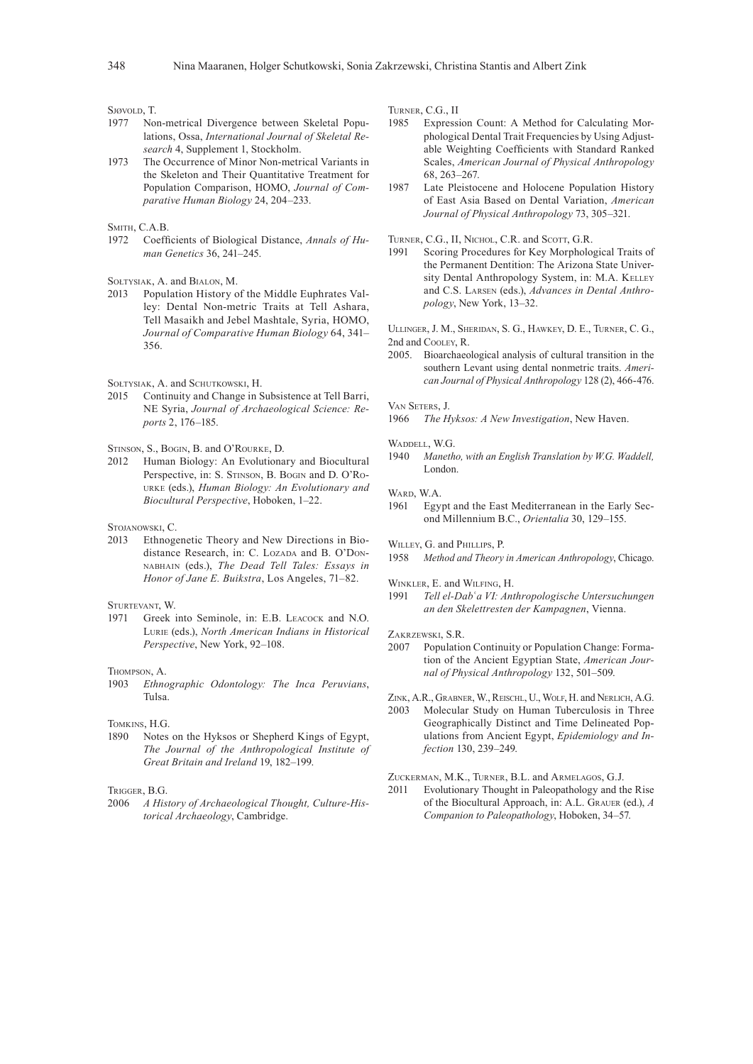Sjøvold, T.

1977 Non-metrical Divergence between Skeletal Populations, Ossa, *International Journal of Skeletal Research* 4, Supplement 1, Stockholm.

1973 The Occurrence of Minor Non-metrical Variants in the Skeleton and Their Quantitative Treatment for Population Comparison, HOMO, *Journal of Comparative Human Biology* 24, 204–233.

Smith, C.A.B.

1972 Coefficients of Biological Distance, *Annals of Human Genetics* 36, 241–245.

Sołtysiak, A. and Bialon, M.

2013 Population History of the Middle Euphrates Valley: Dental Non-metric Traits at Tell Ashara, Tell Masaikh and Jebel Mashtale, Syria, HOMO, *Journal of Comparative Human Biology* 64, 341–356.

Sołtysiak, A. and Schutkowski, H.

2015 Continuity and Change in Subsistence at Tell Barri, NE Syria, *Journal of Archaeological Science: Reports* 2, 176–185.

Stinson, S., Bogin, B. and O'Rourke, D.

2012 Human Biology: An Evolutionary and Biocultural Perspective, in: S. Stinson, B. Bogin and D. O'Rourke (eds.), *Human Biology: An Evolutionary and Biocultural Perspective*, Hoboken, 1–22.

Stojanowski, C.

2013 Ethnogenetic Theory and New Directions in Biodistance Research, in: C. Lozada and B. O'Donnabhain (eds.), *The Dead Tell Tales: Essays in Honor of Jane E. Buikstra*, Los Angeles, 71–82.

Sturtevant, W.

1971 Greek into Seminole, in: E.B. Leacock and N.O. Lurie (eds.), *North American Indians in Historical Perspective*, New York, 92–108.

Thompson, A.

1903 *Ethnographic Odontology: The Inca Peruvians*, Tulsa.

Tomkins, H.G.

1890 Notes on the Hyksos or Shepherd Kings of Egypt, *The Journal of the Anthropological Institute of Great Britain and Ireland* 19, 182–199.

Trigger, B.G.

2006 *A History of Archaeological Thought, Culture-Historical Archaeology*, Cambridge.

Turner, C.G., II

1985 Expression Count: A Method for Calculating Morphological Dental Trait Frequencies by Using Adjustable Weighting Coefficients with Standard Ranked Scales, *American Journal of Physical Anthropology* 68, 263–267.

1987 Late Pleistocene and Holocene Population History of East Asia Based on Dental Variation, *American Journal of Physical Anthropology* 73, 305–321.

Turner, C.G., II, Nichol, C.R. and Scott, G.R.

1991 Scoring Procedures for Key Morphological Traits of the Permanent Dentition: The Arizona State University Dental Anthropology System, in: M.A. Kelley and C.S. Larsen (eds.), *Advances in Dental Anthropology*, New York, 13–32.

Ullinger, J. M., Sheridan, S. G., Hawkey, D. E., Turner, C. G., 2nd and Cooley, R.

2005. Bioarchaeological analysis of cultural transition in the southern Levant using dental nonmetric traits. *American Journal of Physical Anthropology* 128 (2), 466-476.

Van Seters, J.

1966 *The Hyksos: A New Investigation*, New Haven.

Waddell, W.G.

1940 *Manetho, with an English Translation by W.G. Waddell,* London.

Ward, W.A.

1961 Egypt and the East Mediterranean in the Early Second Millennium B.C., *Orientalia* 30, 129–155.

Willey, G. and Phillips, P.

1958 *Method and Theory in American Anthropology*, Chicago.

Winkler, E. and Wilfing, H.

1991 *Tell el-Dabʿa VI: Anthropologische Untersuchungen an den Skelettresten der Kampagnen*, Vienna.

Zakrzewski, S.R.

2007 Population Continuity or Population Change: Formation of the Ancient Egyptian State, *American Journal of Physical Anthropology* 132, 501–509.

Zink, A.R., Grabner, W., Reischl, U., Wolf, H. and Nerlich, A.G.

2003 Molecular Study on Human Tuberculosis in Three Geographically Distinct and Time Delineated Populations from Ancient Egypt, *Epidemiology and Infection* 130, 239–249.

Zuckerman, M.K., Turner, B.L. and Armelagos, G.J.

2011 Evolutionary Thought in Paleopathology and the Rise of the Biocultural Approach, in: A.L. Grauer (ed.), *A Companion to Paleopathology*, Hoboken, 34–57.